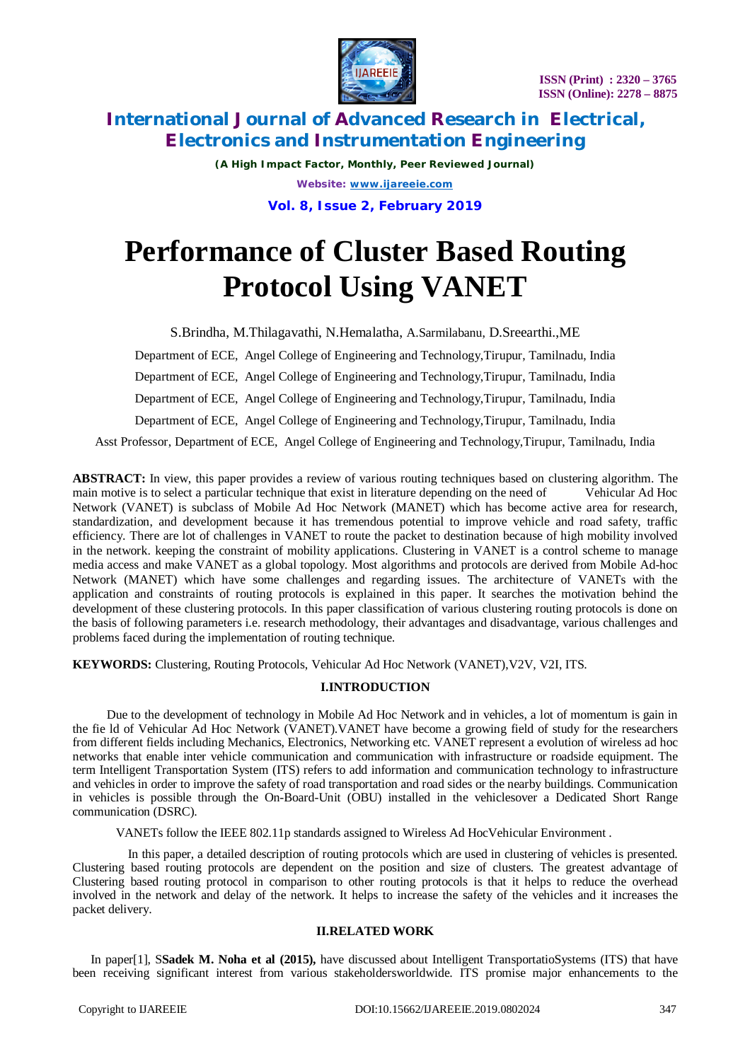# Performance of Cluster Based Routing Protocol Using VANET

S.Brindha, M.Thilagavathi, N.Hemalatha, A.Sarmilabanu, D.Sreearthi.,ME

Department of ECE, Angel College of Engineering and Technology,Tirupur, Tamilnadu, India

Department of ECE, Angel College of Engineering and Technology,Tirupur, Tamilnadu, India

Department of ECE, Angel College of Engineering and Technology,Tirupur, Tamilnadu, India

Department of ECE, Angel College of Engineering and Technology,Tirupur, Tamilnadu, India

Asst Professor, Department of ECE, Angel College of Engineering and Technology,Tirupur, Tamilnadu, India

**ABSTRACT:** In view, this paper provides a review of various routing techniques based on clustering algorithm. The main motive is to select a particular technique that exist in literature depending on the need of Vehicular Ad Hoc Network (VANET) is subclass of Mobile Ad Hoc Network (MANET) which has become active area for research, standardization, and development because it has tremendous potential to improve vehicle and road safety, traffic efficiency. There are lot of challenges in VANET to route the packet to destination because of high mobility involved in the network. keeping the constraint of mobility applications. Clustering in VANET is a control scheme to manage media access and make VANET as a global topology. Most algorithms and protocols are derived from Mobile Ad-hoc Network (MANET) which have some challenges and regarding issues. The architecture of VANETs with the application and constraints of routing protocols is explained in this paper. It searches the motivation behind the development of these clustering protocols. In this paper classification of various clustering routing protocols is done on the basis of following parameters i.e. research methodology, their advantages and disadvantage, various challenges and problems faced during the implementation of routing technique.

**KEYWORDS:** Clustering, Routing Protocols, Vehicular Ad Hoc Network (VANET),V2V, V2I, ITS.

## I.INTRODUCTION

Due to the development of technology in Mobile Ad Hoc Network and in vehicles, a lot of momentum is gain in the fie ld of Vehicular Ad Hoc Network (VANET).VANET have become a growing field of study for the researchers from different fields including Mechanics, Electronics, Networking etc. VANET represent a evolution of wireless ad hoc networks that enable inter vehicle communication and communication with infrastructure or roadside equipment. The term Intelligent Transportation System (ITS) refers to add information and communication technology to infrastructure and vehicles in order to improve the safety of road transportation and road sides or the nearby buildings. Communication in vehicles is possible through the On-Board-Unit (OBU) installed in the vehiclesover a Dedicated Short Range communication (DSRC).

VANETs follow the IEEE 802.11p standards assigned to Wireless Ad HocVehicular Environment .

In this paper, a detailed description of routing protocols which are used in clustering of vehicles is presented. Clustering based routing protocols are dependent on the position and size of clusters. The greatest advantage of Clustering based routing protocol in comparison to other routing protocols is that it helps to reduce the overhead involved in the network and delay of the network. It helps to increase the safety of the vehicles and it increases the packet delivery.

## II.RELATED WORK

In paper[1], S**Sadek M. Noha et al (2015),** have discussed about Intelligent TransportatioSystems (ITS) that have been receiving significant interest from various stakeholdersworldwide. ITS promise major enhancements to the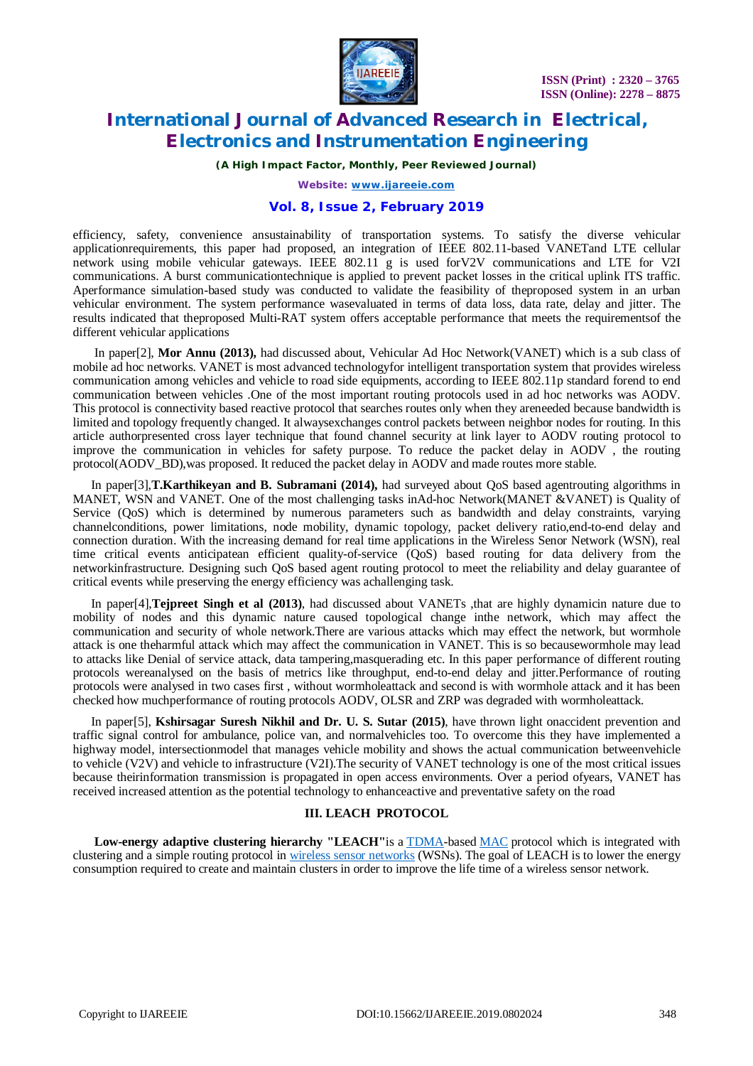efficiency, safety, convenience ansustainability of transportation systems. To satisfy the diverse vehicular applicationrequirements, this paper had proposed, an integration of IEEE 802.11-based VANETand LTE cellular network using mobile vehicular gateways. IEEE 802.11 g is used forV2V communications and LTE for V2I communications. A burst communicationtechnique is applied to prevent packet losses in the critical uplink ITS traffic. Aperformance simulation-based study was conducted to validate the feasibility of theproposed system in an urban vehicular environment. The system performance wasevaluated in terms of data loss, data rate, delay and jitter. The results indicated that theproposed Multi-RAT system offers acceptable performance that meets the requirementsof the different vehicular applications

In paper[2], **Mor Annu (2013),** had discussed about, Vehicular Ad Hoc Network(VANET) which is a sub class of mobile ad hoc networks. VANET is most advanced technologyfor intelligent transportation system that provides wireless communication among vehicles and vehicle to road side equipments, according to IEEE 802.11p standard forend to end communication between vehicles .One of the most important routing protocols used in ad hoc networks was AODV. This protocol is connectivity based reactive protocol that searches routes only when they areneeded because bandwidth is limited and topology frequently changed. It alwaysexchanges control packets between neighbor nodes for routing. In this article authorpresented cross layer technique that found channel security at link layer to AODV routing protocol to improve the communication in vehicles for safety purpose. To reduce the packet delay in AODV , the routing protocol(AODV_BD),was proposed. It reduced the packet delay in AODV and made routes more stable.

In paper[3],**T.Karthikeyan and B. Subramani (2014),** had surveyed about QoS based agentrouting algorithms in MANET, WSN and VANET. One of the most challenging tasks inAd-hoc Network(MANET &VANET) is Quality of Service (QoS) which is determined by numerous parameters such as bandwidth and delay constraints, varying channelconditions, power limitations, node mobility, dynamic topology, packet delivery ratio,end-to-end delay and connection duration. With the increasing demand for real time applications in the Wireless Senor Network (WSN), real time critical events anticipatean efficient quality-of-service (QoS) based routing for data delivery from the networkinfrastructure. Designing such QoS based agent routing protocol to meet the reliability and delay guarantee of critical events while preserving the energy efficiency was achallenging task.

In paper[4],**Tejpreet Singh et al (2013)**, had discussed about VANETs ,that are highly dynamicin nature due to mobility of nodes and this dynamic nature caused topological change inthe network, which may affect the communication and security of whole network.There are various attacks which may effect the network, but wormhole attack is one theharmful attack which may affect the communication in VANET. This is so becausewormhole may lead to attacks like Denial of service attack, data tampering,masquerading etc. In this paper performance of different routing protocols wereanalysed on the basis of metrics like throughput, end-to-end delay and jitter.Performance of routing protocols were analysed in two cases first , without wormholeattack and second is with wormhole attack and it has been checked how muchperformance of routing protocols AODV, OLSR and ZRP was degraded with wormholeattack.

In paper[5], **Kshirsagar Suresh Nikhil and Dr. U. S. Sutar (2015)**, have thrown light onaccident prevention and traffic signal control for ambulance, police van, and normalvehicles too. To overcome this they have implemented a highway model, intersectionmodel that manages vehicle mobility and shows the actual communication betweenvehicle to vehicle (V2V) and vehicle to infrastructure (V2I).The security of VANET technology is one of the most critical issues because theirinformation transmission is propagated in open access environments. Over a period ofyears, VANET has received increased attention as the potential technology to enhanceactive and preventative safety on the road

## III. LEACH PROTOCOL

**Low-energy adaptive clustering hierarchy "LEACH"**is a TDMA-based MAC protocol which is integrated with clustering and a simple routing protocol in wireless sensor networks (WSNs). The goal of LEACH is to lower the energy consumption required to create and maintain clusters in order to improve the life time of a wireless sensor network.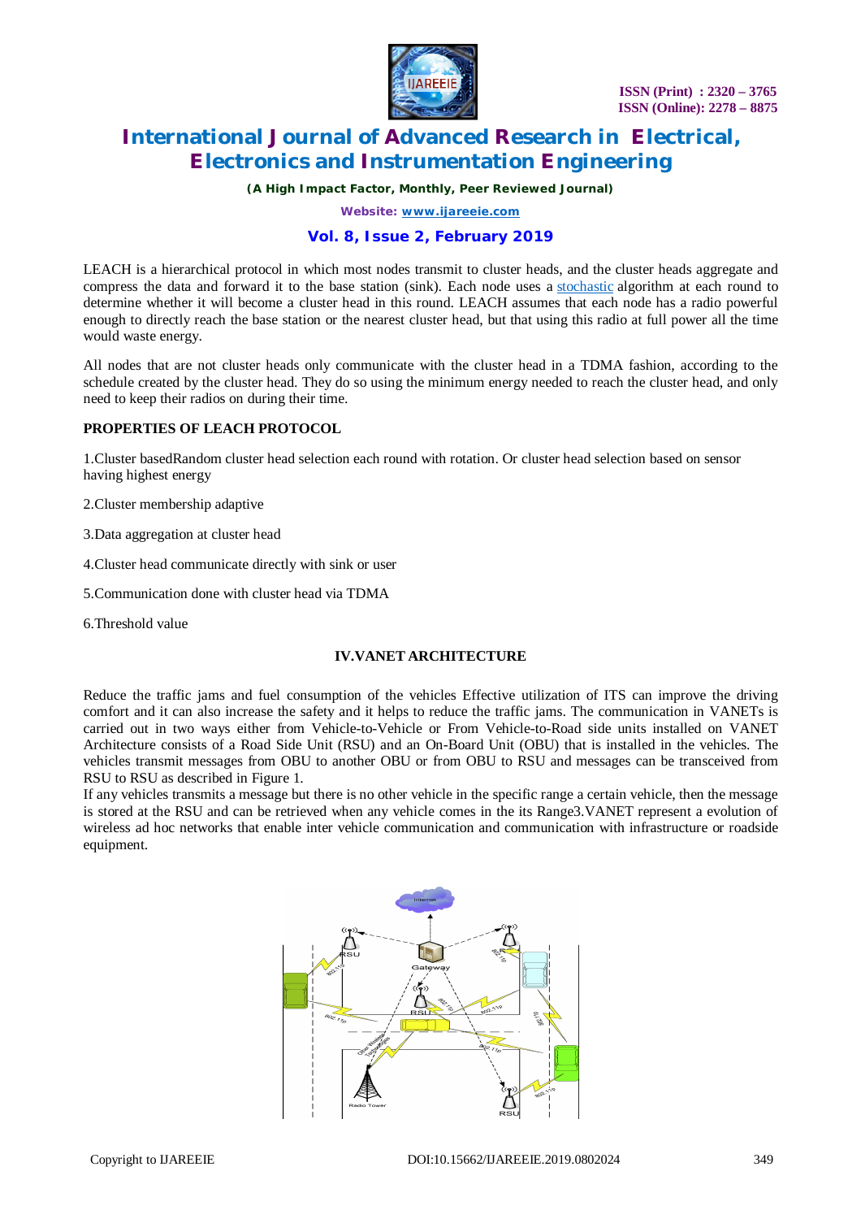LEACH is a hierarchical protocol in which most nodes transmit to cluster heads, and the cluster heads aggregate and compress the data and forward it to the base station (sink). Each node uses a stochastic algorithm at each round to determine whether it will become a cluster head in this round. LEACH assumes that each node has a radio powerful enough to directly reach the base station or the nearest cluster head, but that using this radio at full power all the time would waste energy.

All nodes that are not cluster heads only communicate with the cluster head in a TDMA fashion, according to the schedule created by the cluster head. They do so using the minimum energy needed to reach the cluster head, and only need to keep their radios on during their time.

**PROPERTIES OF LEACH PROTOCOL**

1.Cluster basedRandom cluster head selection each round with rotation. Or cluster head selection based on sensor having highest energy

2.Cluster membership adaptive

3.Data aggregation at cluster head

4.Cluster head communicate directly with sink or user

5.Communication done with cluster head via TDMA

6.Threshold value

## IV.VANET ARCHITECTURE

Reduce the traffic jams and fuel consumption of the vehicles Effective utilization of ITS can improve the driving comfort and it can also increase the safety and it helps to reduce the traffic jams. The communication in VANETs is carried out in two ways either from Vehicle-to-Vehicle or From Vehicle-to-Road side units installed on VANET Architecture consists of a Road Side Unit (RSU) and an On-Board Unit (OBU) that is installed in the vehicles. The vehicles transmit messages from OBU to another OBU or from OBU to RSU and messages can be transceived from RSU to RSU as described in Figure 1.
If any vehicles transmits a message but there is no other vehicle in the specific range a certain vehicle, then the message is stored at the RSU and can be retrieved when any vehicle comes in the its Range3.VANET represent a evolution of wireless ad hoc networks that enable inter vehicle communication and communication with infrastructure or roadside equipment.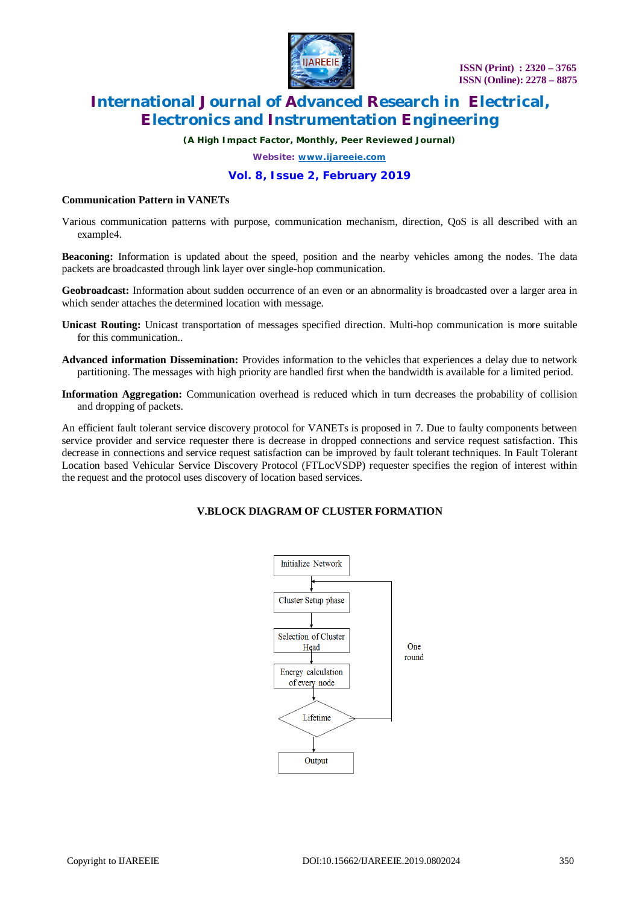**Communication Pattern in VANETs**

Various communication patterns with purpose, communication mechanism, direction, QoS is all described with an example4.

**Beaconing:** Information is updated about the speed, position and the nearby vehicles among the nodes. The data packets are broadcasted through link layer over single-hop communication.

**Geobroadcast:** Information about sudden occurrence of an even or an abnormality is broadcasted over a larger area in which sender attaches the determined location with message.

**Unicast Routing:** Unicast transportation of messages specified direction. Multi-hop communication is more suitable for this communication..

**Advanced information Dissemination:** Provides information to the vehicles that experiences a delay due to network partitioning. The messages with high priority are handled first when the bandwidth is available for a limited period.

**Information Aggregation:** Communication overhead is reduced which in turn decreases the probability of collision and dropping of packets.

An efficient fault tolerant service discovery protocol for VANETs is proposed in 7. Due to faulty components between service provider and service requester there is decrease in dropped connections and service request satisfaction. This decrease in connections and service request satisfaction can be improved by fault tolerant techniques. In Fault Tolerant Location based Vehicular Service Discovery Protocol (FTLocVSDP) requester specifies the region of interest within the request and the protocol uses discovery of location based services.

## V.BLOCK DIAGRAM OF CLUSTER FORMATION

Initialize Network → Cluster Setup phase → Selection of Cluster Head → Energy calculation of every node → Lifetime → Output

(Loop from Lifetime back to Cluster Setup phase: One round)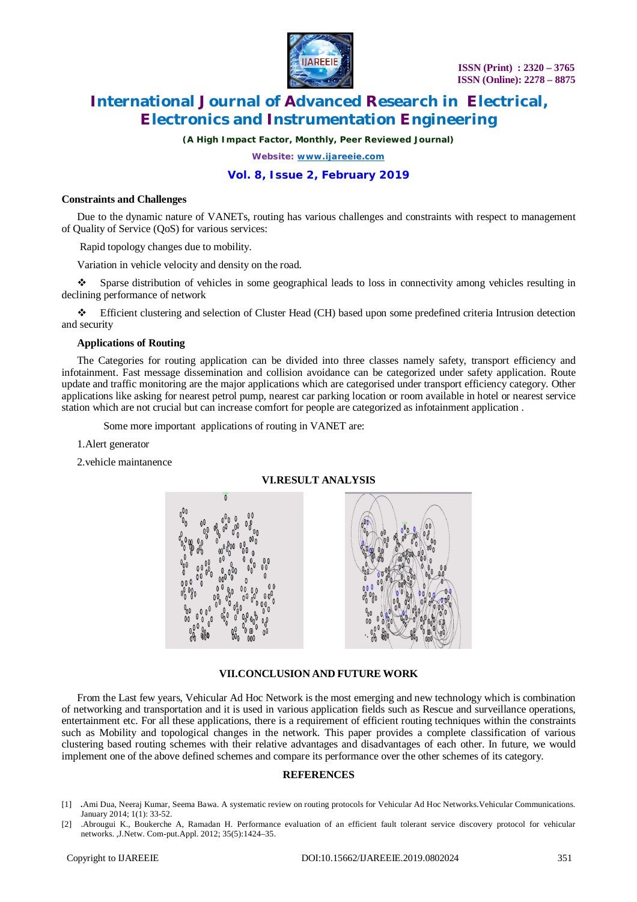**Constraints and Challenges**

Due to the dynamic nature of VANETs, routing has various challenges and constraints with respect to management of Quality of Service (QoS) for various services:

Rapid topology changes due to mobility.

Variation in vehicle velocity and density on the road.

- Sparse distribution of vehicles in some geographical leads to loss in connectivity among vehicles resulting in declining performance of network
- Efficient clustering and selection of Cluster Head (CH) based upon some predefined criteria Intrusion detection and security

**Applications of Routing**

The Categories for routing application can be divided into three classes namely safety, transport efficiency and infotainment. Fast message dissemination and collision avoidance can be categorized under safety application. Route update and traffic monitoring are the major applications which are categorised under transport efficiency category. Other applications like asking for nearest petrol pump, nearest car parking location or room available in hotel or nearest service station which are not crucial but can increase comfort for people are categorized as infotainment application .

Some more important applications of routing in VANET are:

1.Alert generator

2.vehicle maintanence

## VI.RESULT ANALYSIS

## VII.CONCLUSION AND FUTURE WORK

From the Last few years, Vehicular Ad Hoc Network is the most emerging and new technology which is combination of networking and transportation and it is used in various application fields such as Rescue and surveillance operations, entertainment etc. For all these applications, there is a requirement of efficient routing techniques within the constraints such as Mobility and topological changes in the network. This paper provides a complete classification of various clustering based routing schemes with their relative advantages and disadvantages of each other. In future, we would implement one of the above defined schemes and compare its performance over the other schemes of its category.

## REFERENCES

[1] .Ami Dua, Neeraj Kumar, Seema Bawa. A systematic review on routing protocols for Vehicular Ad Hoc Networks.Vehicular Communications. January 2014; 1(1): 33-52.

[2] .Abrougui K., Boukerche A, Ramadan H. Performance evaluation of an efficient fault tolerant service discovery protocol for vehicular networks. ,J.Netw. Com-put.Appl. 2012; 35(5):1424–35.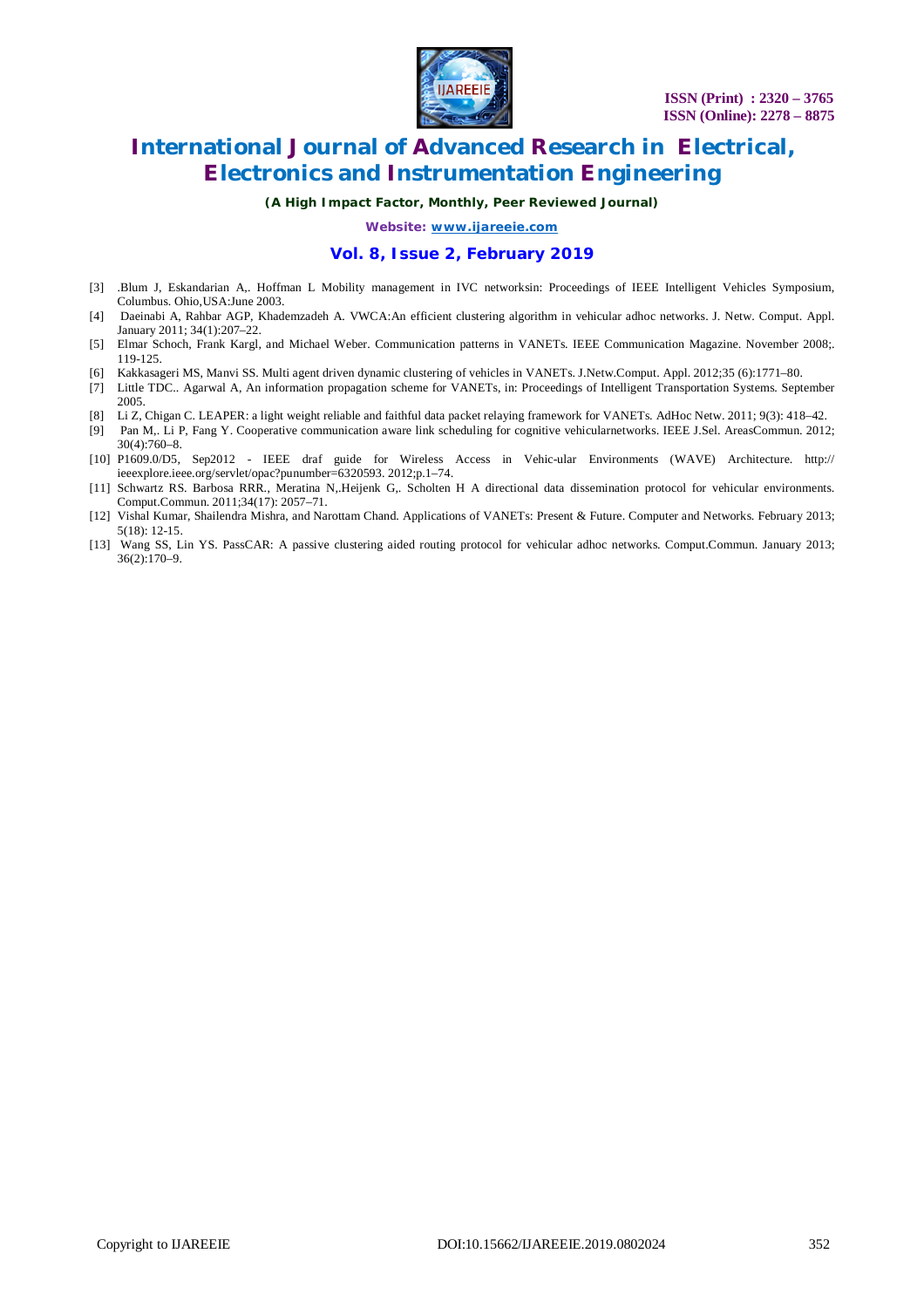[3] .Blum J, Eskandarian A,. Hoffman L Mobility management in IVC networksin: Proceedings of IEEE Intelligent Vehicles Symposium, Columbus. Ohio,USA:June 2003.

[4] Daeinabi A, Rahbar AGP, Khademzadeh A. VWCA:An efficient clustering algorithm in vehicular adhoc networks. J. Netw. Comput. Appl. January 2011; 34(1):207–22.

[5] Elmar Schoch, Frank Kargl, and Michael Weber. Communication patterns in VANETs. IEEE Communication Magazine. November 2008;. 119-125.

[6] Kakkasageri MS, Manvi SS. Multi agent driven dynamic clustering of vehicles in VANETs. J.Netw.Comput. Appl. 2012;35 (6):1771–80.

[7] Little TDC.. Agarwal A, An information propagation scheme for VANETs, in: Proceedings of Intelligent Transportation Systems. September 2005.

[8] Li Z, Chigan C. LEAPER: a light weight reliable and faithful data packet relaying framework for VANETs. AdHoc Netw. 2011; 9(3): 418–42.

[9] Pan M,. Li P, Fang Y. Cooperative communication aware link scheduling for cognitive vehicularnetworks. IEEE J.Sel. AreasCommun. 2012; 30(4):760–8.

[10] P1609.0/D5, Sep2012 - IEEE draf guide for Wireless Access in Vehic-ular Environments (WAVE) Architecture. http:// ieeexplore.ieee.org/servlet/opac?punumber=6320593. 2012;p.1–74.

[11] Schwartz RS. Barbosa RRR., Meratina N,.Heijenk G,. Scholten H A directional data dissemination protocol for vehicular environments. Comput.Commun. 2011;34(17): 2057–71.

[12] Vishal Kumar, Shailendra Mishra, and Narottam Chand. Applications of VANETs: Present & Future. Computer and Networks. February 2013; 5(18): 12-15.

[13] Wang SS, Lin YS. PassCAR: A passive clustering aided routing protocol for vehicular adhoc networks. Comput.Commun. January 2013; 36(2):170–9.